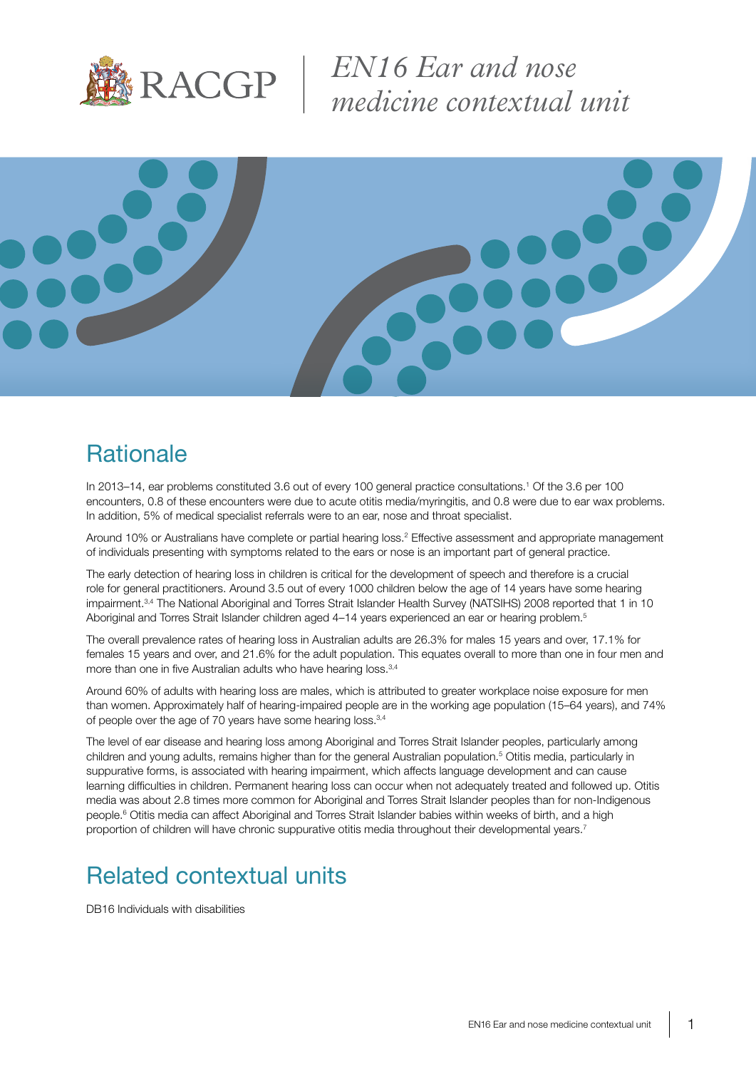# EN16 Ear and nose medicine contextual unit

## Rationale

In 2013–14, ear problems constituted 3.6 out of every 100 general practice consultations.[1] Of the 3.6 per 100 encounters, 0.8 of these encounters were due to acute otitis media/myringitis, and 0.8 were due to ear wax problems. In addition, 5% of medical specialist referrals were to an ear, nose and throat specialist.

Around 10% or Australians have complete or partial hearing loss.[2] Effective assessment and appropriate management of individuals presenting with symptoms related to the ears or nose is an important part of general practice.

The early detection of hearing loss in children is critical for the development of speech and therefore is a crucial role for general practitioners. Around 3.5 out of every 1000 children below the age of 14 years have some hearing impairment.[3,4] The National Aboriginal and Torres Strait Islander Health Survey (NATSIHS) 2008 reported that 1 in 10 Aboriginal and Torres Strait Islander children aged 4–14 years experienced an ear or hearing problem.[5]

The overall prevalence rates of hearing loss in Australian adults are 26.3% for males 15 years and over, 17.1% for females 15 years and over, and 21.6% for the adult population. This equates overall to more than one in four men and more than one in five Australian adults who have hearing loss.[3,4]

Around 60% of adults with hearing loss are males, which is attributed to greater workplace noise exposure for men than women. Approximately half of hearing-impaired people are in the working age population (15–64 years), and 74% of people over the age of 70 years have some hearing loss.[3,4]

The level of ear disease and hearing loss among Aboriginal and Torres Strait Islander peoples, particularly among children and young adults, remains higher than for the general Australian population.[5] Otitis media, particularly in suppurative forms, is associated with hearing impairment, which affects language development and can cause learning difficulties in children. Permanent hearing loss can occur when not adequately treated and followed up. Otitis media was about 2.8 times more common for Aboriginal and Torres Strait Islander peoples than for non-Indigenous people.[6] Otitis media can affect Aboriginal and Torres Strait Islander babies within weeks of birth, and a high proportion of children will have chronic suppurative otitis media throughout their developmental years.[7]

## Related contextual units

DB16 Individuals with disabilities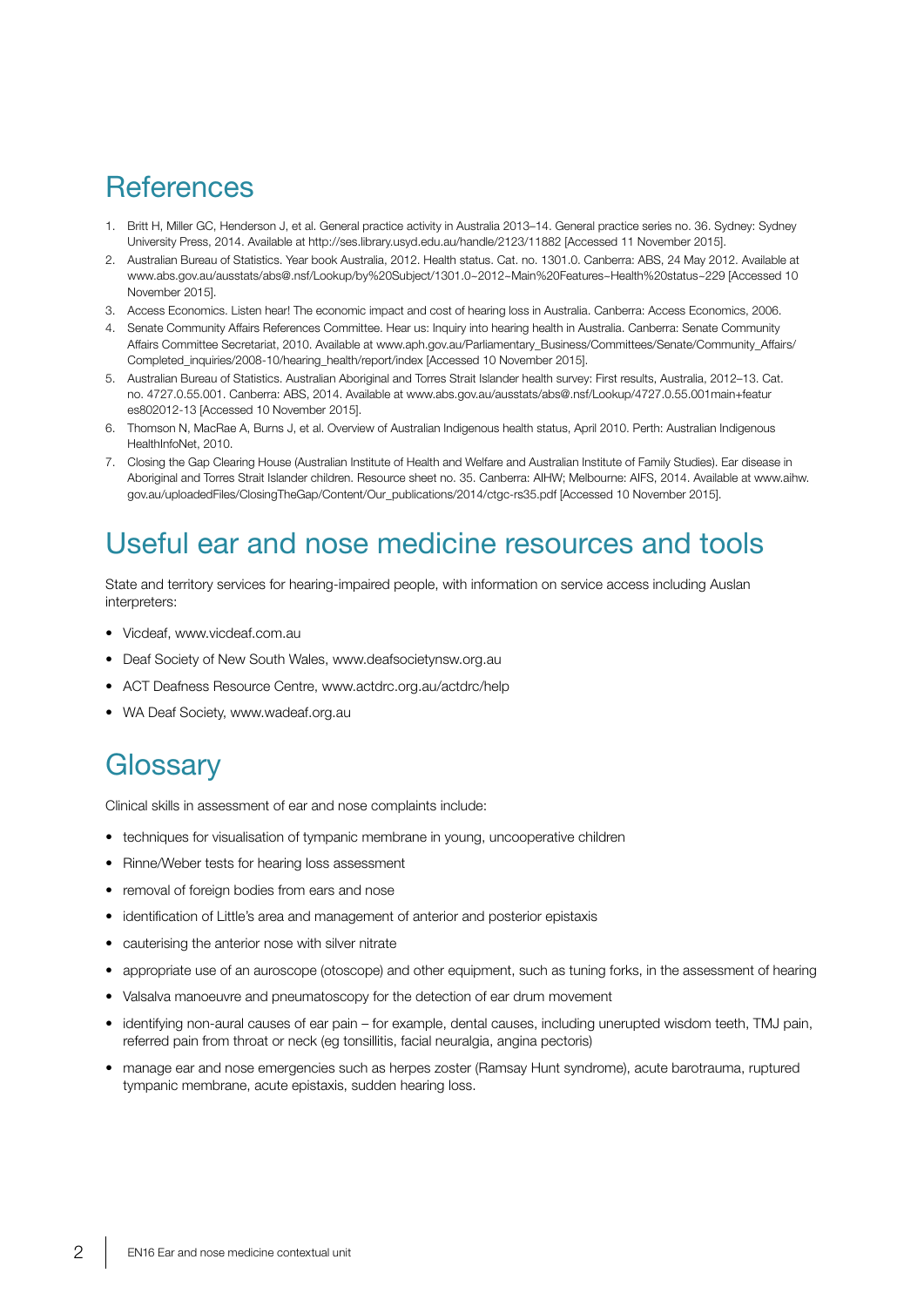## References

1. Britt H, Miller GC, Henderson J, et al. General practice activity in Australia 2013–14. General practice series no. 36. Sydney: Sydney University Press, 2014. Available at http://ses.library.usyd.edu.au/handle/2123/11882 [Accessed 11 November 2015].
2. Australian Bureau of Statistics. Year book Australia, 2012. Health status. Cat. no. 1301.0. Canberra: ABS, 24 May 2012. Available at www.abs.gov.au/ausstats/abs@.nsf/Lookup/by%20Subject/1301.0~2012~Main%20Features~Health%20status~229 [Accessed 10 November 2015].
3. Access Economics. Listen hear! The economic impact and cost of hearing loss in Australia. Canberra: Access Economics, 2006.
4. Senate Community Affairs References Committee. Hear us: Inquiry into hearing health in Australia. Canberra: Senate Community Affairs Committee Secretariat, 2010. Available at www.aph.gov.au/Parliamentary_Business/Committees/Senate/Community_Affairs/Completed_inquiries/2008-10/hearing_health/report/index [Accessed 10 November 2015].
5. Australian Bureau of Statistics. Australian Aboriginal and Torres Strait Islander health survey: First results, Australia, 2012–13. Cat. no. 4727.0.55.001. Canberra: ABS, 2014. Available at www.abs.gov.au/ausstats/abs@.nsf/Lookup/4727.0.55.001main+features802012-13 [Accessed 10 November 2015].
6. Thomson N, MacRae A, Burns J, et al. Overview of Australian Indigenous health status, April 2010. Perth: Australian Indigenous HealthInfoNet, 2010.
7. Closing the Gap Clearing House (Australian Institute of Health and Welfare and Australian Institute of Family Studies). Ear disease in Aboriginal and Torres Strait Islander children. Resource sheet no. 35. Canberra: AIHW; Melbourne: AIFS, 2014. Available at www.aihw.gov.au/uploadedFiles/ClosingTheGap/Content/Our_publications/2014/ctgc-rs35.pdf [Accessed 10 November 2015].

## Useful ear and nose medicine resources and tools

State and territory services for hearing-impaired people, with information on service access including Auslan interpreters:

- Vicdeaf, www.vicdeaf.com.au
- Deaf Society of New South Wales, www.deafsocietynsw.org.au
- ACT Deafness Resource Centre, www.actdrc.org.au/actdrc/help
- WA Deaf Society, www.wadeaf.org.au

## Glossary

Clinical skills in assessment of ear and nose complaints include:

- techniques for visualisation of tympanic membrane in young, uncooperative children
- Rinne/Weber tests for hearing loss assessment
- removal of foreign bodies from ears and nose
- identification of Little's area and management of anterior and posterior epistaxis
- cauterising the anterior nose with silver nitrate
- appropriate use of an auroscope (otoscope) and other equipment, such as tuning forks, in the assessment of hearing
- Valsalva manoeuvre and pneumatoscopy for the detection of ear drum movement
- identifying non-aural causes of ear pain – for example, dental causes, including unerupted wisdom teeth, TMJ pain, referred pain from throat or neck (eg tonsillitis, facial neuralgia, angina pectoris)
- manage ear and nose emergencies such as herpes zoster (Ramsay Hunt syndrome), acute barotrauma, ruptured tympanic membrane, acute epistaxis, sudden hearing loss.